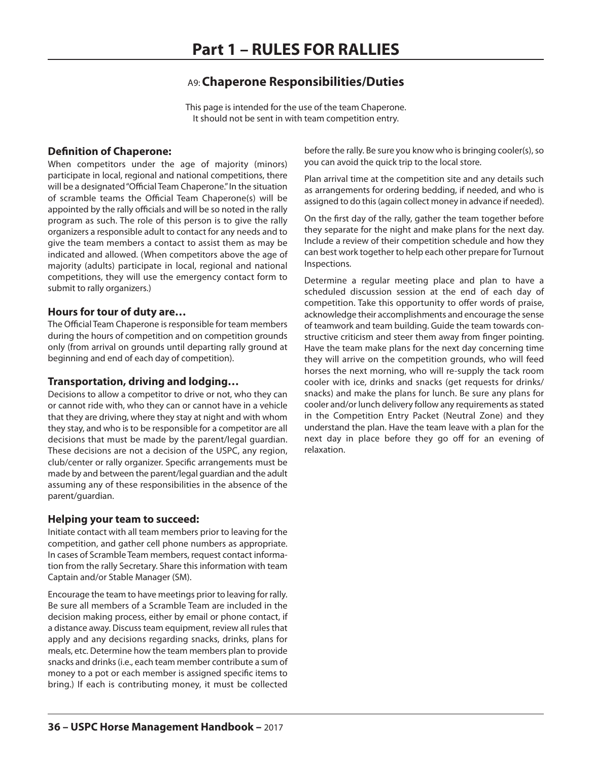# Part 1 – RULES FOR RALLIES

## A9: Chaperone Responsibilities/Duties

This page is intended for the use of the team Chaperone.
It should not be sent in with team competition entry.

### Definition of Chaperone:

When competitors under the age of majority (minors) participate in local, regional and national competitions, there will be a designated "Official Team Chaperone." In the situation of scramble teams the Official Team Chaperone(s) will be appointed by the rally officials and will be so noted in the rally program as such. The role of this person is to give the rally organizers a responsible adult to contact for any needs and to give the team members a contact to assist them as may be indicated and allowed. (When competitors above the age of majority (adults) participate in local, regional and national competitions, they will use the emergency contact form to submit to rally organizers.)

### Hours for tour of duty are…

The Official Team Chaperone is responsible for team members during the hours of competition and on competition grounds only (from arrival on grounds until departing rally ground at beginning and end of each day of competition).

### Transportation, driving and lodging…

Decisions to allow a competitor to drive or not, who they can or cannot ride with, who they can or cannot have in a vehicle that they are driving, where they stay at night and with whom they stay, and who is to be responsible for a competitor are all decisions that must be made by the parent/legal guardian. These decisions are not a decision of the USPC, any region, club/center or rally organizer. Specific arrangements must be made by and between the parent/legal guardian and the adult assuming any of these responsibilities in the absence of the parent/guardian.

### Helping your team to succeed:

Initiate contact with all team members prior to leaving for the competition, and gather cell phone numbers as appropriate. In cases of Scramble Team members, request contact information from the rally Secretary. Share this information with team Captain and/or Stable Manager (SM).

Encourage the team to have meetings prior to leaving for rally. Be sure all members of a Scramble Team are included in the decision making process, either by email or phone contact, if a distance away. Discuss team equipment, review all rules that apply and any decisions regarding snacks, drinks, plans for meals, etc. Determine how the team members plan to provide snacks and drinks (i.e., each team member contribute a sum of money to a pot or each member is assigned specific items to bring.) If each is contributing money, it must be collected before the rally. Be sure you know who is bringing cooler(s), so you can avoid the quick trip to the local store.

Plan arrival time at the competition site and any details such as arrangements for ordering bedding, if needed, and who is assigned to do this (again collect money in advance if needed).

On the first day of the rally, gather the team together before they separate for the night and make plans for the next day. Include a review of their competition schedule and how they can best work together to help each other prepare for Turnout Inspections.

Determine a regular meeting place and plan to have a scheduled discussion session at the end of each day of competition. Take this opportunity to offer words of praise, acknowledge their accomplishments and encourage the sense of teamwork and team building. Guide the team towards constructive criticism and steer them away from finger pointing. Have the team make plans for the next day concerning time they will arrive on the competition grounds, who will feed horses the next morning, who will re-supply the tack room cooler with ice, drinks and snacks (get requests for drinks/snacks) and make the plans for lunch. Be sure any plans for cooler and/or lunch delivery follow any requirements as stated in the Competition Entry Packet (Neutral Zone) and they understand the plan. Have the team leave with a plan for the next day in place before they go off for an evening of relaxation.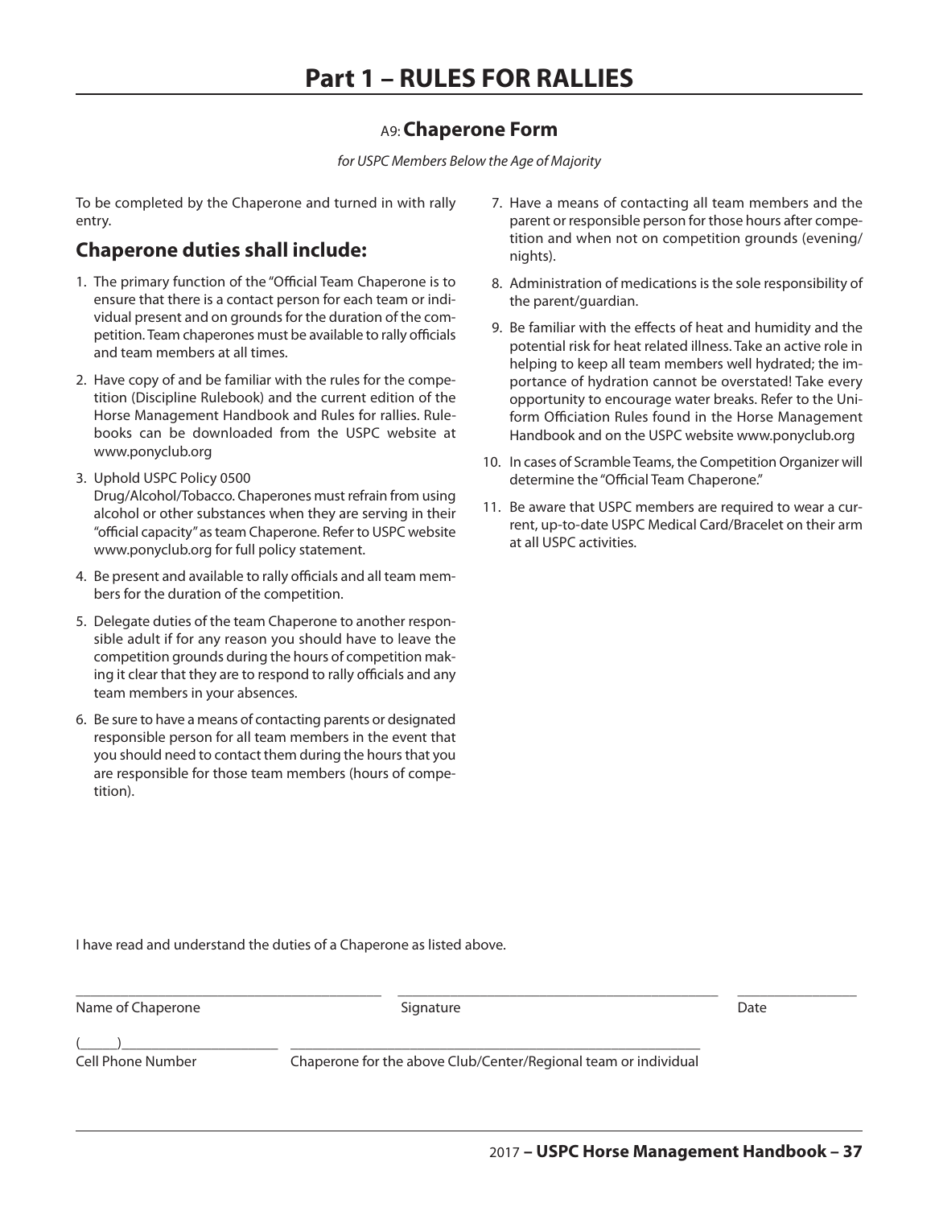# Part 1 – RULES FOR RALLIES

## A9: Chaperone Form

*for USPC Members Below the Age of Majority*

To be completed by the Chaperone and turned in with rally entry.

## Chaperone duties shall include:

1. The primary function of the "Official Team Chaperone is to ensure that there is a contact person for each team or individual present and on grounds for the duration of the competition. Team chaperones must be available to rally officials and team members at all times.
2. Have copy of and be familiar with the rules for the competition (Discipline Rulebook) and the current edition of the Horse Management Handbook and Rules for rallies. Rulebooks can be downloaded from the USPC website at www.ponyclub.org
3. Uphold USPC Policy 0500 Drug/Alcohol/Tobacco. Chaperones must refrain from using alcohol or other substances when they are serving in their "official capacity" as team Chaperone. Refer to USPC website www.ponyclub.org for full policy statement.
4. Be present and available to rally officials and all team members for the duration of the competition.
5. Delegate duties of the team Chaperone to another responsible adult if for any reason you should have to leave the competition grounds during the hours of competition making it clear that they are to respond to rally officials and any team members in your absences.
6. Be sure to have a means of contacting parents or designated responsible person for all team members in the event that you should need to contact them during the hours that you are responsible for those team members (hours of competition).
7. Have a means of contacting all team members and the parent or responsible person for those hours after competition and when not on competition grounds (evening/nights).
8. Administration of medications is the sole responsibility of the parent/guardian.
9. Be familiar with the effects of heat and humidity and the potential risk for heat related illness. Take an active role in helping to keep all team members well hydrated; the importance of hydration cannot be overstated! Take every opportunity to encourage water breaks. Refer to the Uniform Officiation Rules found in the Horse Management Handbook and on the USPC website www.ponyclub.org
10. In cases of Scramble Teams, the Competition Organizer will determine the "Official Team Chaperone."
11. Be aware that USPC members are required to wear a current, up-to-date USPC Medical Card/Bracelet on their arm at all USPC activities.

I have read and understand the duties of a Chaperone as listed above.

______________________________ ______________________________ ____________

Name of Chaperone Signature Date

(_____)____________________ ______________________________________________

Cell Phone Number Chaperone for the above Club/Center/Regional team or individual